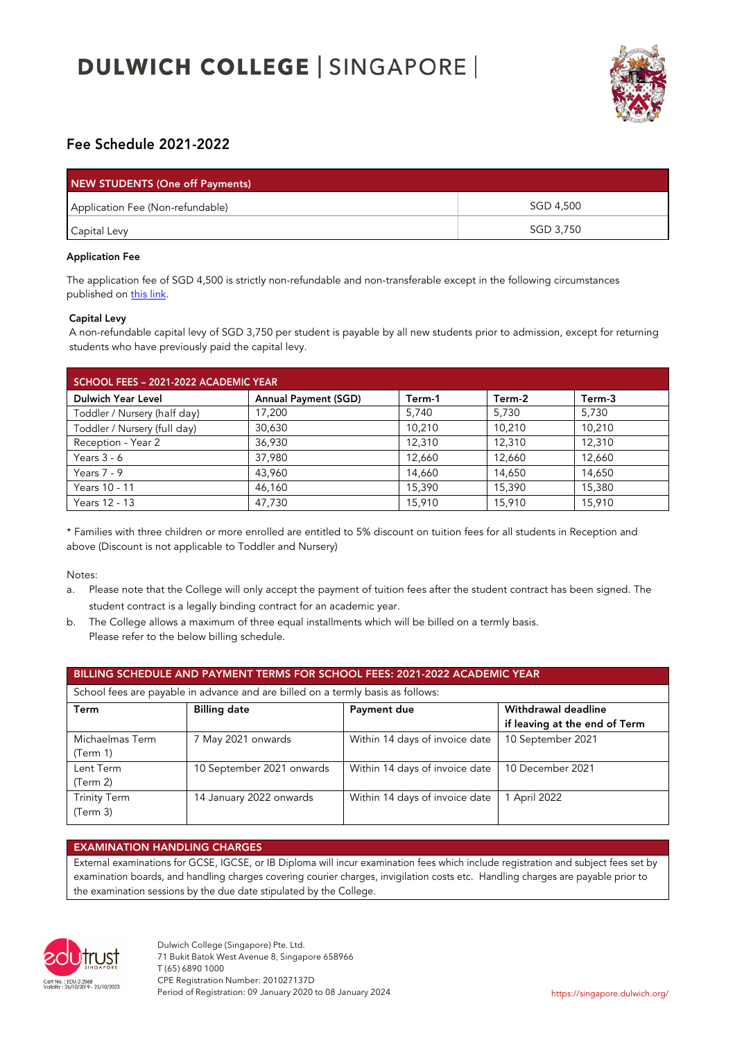# DULWICH COLLEGE | SINGAPORE |

## Fee Schedule 2021-2022

| NEW STUDENTS (One off Payments) | |
|---|---|
| Application Fee (Non-refundable) | SGD 4,500 |
| Capital Levy | SGD 3,750 |

**Application Fee**

The application fee of SGD 4,500 is strictly non-refundable and non-transferable except in the following circumstances published on this link.

**Capital Levy**

A non-refundable capital levy of SGD 3,750 per student is payable by all new students prior to admission, except for returning students who have previously paid the capital levy.

| SCHOOL FEES – 2021-2022 ACADEMIC YEAR | | | | |
|---|---|---|---|---|
| **Dulwich Year Level** | **Annual Payment (SGD)** | **Term-1** | **Term-2** | **Term-3** |
| Toddler / Nursery (half day) | 17,200 | 5,740 | 5,730 | 5,730 |
| Toddler / Nursery (full day) | 30,630 | 10,210 | 10,210 | 10,210 |
| Reception - Year 2 | 36,930 | 12,310 | 12,310 | 12,310 |
| Years 3 - 6 | 37,980 | 12,660 | 12,660 | 12,660 |
| Years 7 - 9 | 43,960 | 14,660 | 14,650 | 14,650 |
| Years 10 - 11 | 46,160 | 15,390 | 15,390 | 15,380 |
| Years 12 - 13 | 47,730 | 15,910 | 15,910 | 15,910 |

* Families with three children or more enrolled are entitled to 5% discount on tuition fees for all students in Reception and above (Discount is not applicable to Toddler and Nursery)

Notes:

a. Please note that the College will only accept the payment of tuition fees after the student contract has been signed. The student contract is a legally binding contract for an academic year.

b. The College allows a maximum of three equal installments which will be billed on a termly basis. Please refer to the below billing schedule.

| BILLING SCHEDULE AND PAYMENT TERMS FOR SCHOOL FEES: 2021-2022 ACADEMIC YEAR | | | |
|---|---|---|---|
| School fees are payable in advance and are billed on a termly basis as follows: | | | |
| **Term** | **Billing date** | **Payment due** | **Withdrawal deadline if leaving at the end of Term** |
| Michaelmas Term (Term 1) | 7 May 2021 onwards | Within 14 days of invoice date | 10 September 2021 |
| Lent Term (Term 2) | 10 September 2021 onwards | Within 14 days of invoice date | 10 December 2021 |
| Trinity Term (Term 3) | 14 January 2022 onwards | Within 14 days of invoice date | 1 April 2022 |

| EXAMINATION HANDLING CHARGES |
|---|
| External examinations for GCSE, IGCSE, or IB Diploma will incur examination fees which include registration and subject fees set by examination boards, and handling charges covering courier charges, invigilation costs etc. Handling charges are payable prior to the examination sessions by the due date stipulated by the College. |

edutrust SINGAPORE
Cert No.: EDU-2-2068
Validity: 26/10/2019 - 25/10/2023

Dulwich College (Singapore) Pte. Ltd.
71 Bukit Batok West Avenue 8, Singapore 658966
T (65) 6890 1000
CPE Registration Number: 201027137D
Period of Registration: 09 January 2020 to 08 January 2024

https://singapore.dulwich.org/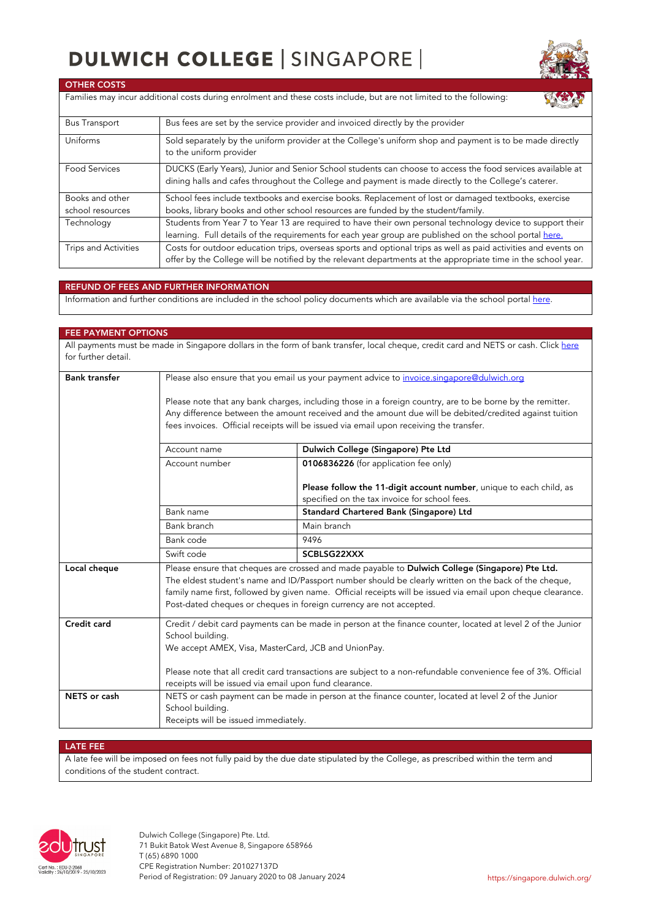# DULWICH COLLEGE | SINGAPORE |

## OTHER COSTS

Families may incur additional costs during enrolment and these costs include, but are not limited to the following:

| | |
|---|---|
| Bus Transport | Bus fees are set by the service provider and invoiced directly by the provider |
| Uniforms | Sold separately by the uniform provider at the College's uniform shop and payment is to be made directly to the uniform provider |
| Food Services | DUCKS (Early Years), Junior and Senior School students can choose to access the food services available at dining halls and cafes throughout the College and payment is made directly to the College's caterer. |
| Books and other school resources | School fees include textbooks and exercise books. Replacement of lost or damaged textbooks, exercise books, library books and other school resources are funded by the student/family. |
| Technology | Students from Year 7 to Year 13 are required to have their own personal technology device to support their learning. Full details of the requirements for each year group are published on the school portal here. |
| Trips and Activities | Costs for outdoor education trips, overseas sports and optional trips as well as paid activities and events on offer by the College will be notified by the relevant departments at the appropriate time in the school year. |

## REFUND OF FEES AND FURTHER INFORMATION

Information and further conditions are included in the school policy documents which are available via the school portal here.

## FEE PAYMENT OPTIONS

All payments must be made in Singapore dollars in the form of bank transfer, local cheque, credit card and NETS or cash. Click here for further detail.

| | | |
|---|---|---|
| **Bank transfer** | Please also ensure that you email us your payment advice to invoice.singapore@dulwich.org<br><br>Please note that any bank charges, including those in a foreign country, are to be borne by the remitter. Any difference between the amount received and the amount due will be debited/credited against tuition fees invoices. Official receipts will be issued via email upon receiving the transfer. | |
| | Account name | **Dulwich College (Singapore) Pte Ltd** |
| | Account number | **0106836226** (for application fee only)<br><br>**Please follow the 11-digit account number**, unique to each child, as specified on the tax invoice for school fees. |
| | Bank name | **Standard Chartered Bank (Singapore) Ltd** |
| | Bank branch | Main branch |
| | Bank code | 9496 |
| | Swift code | **SCBLSG22XXX** |
| **Local cheque** | Please ensure that cheques are crossed and made payable to **Dulwich College (Singapore) Pte Ltd.** The eldest student's name and ID/Passport number should be clearly written on the back of the cheque, family name first, followed by given name. Official receipts will be issued via email upon cheque clearance. Post-dated cheques or cheques in foreign currency are not accepted. | |
| **Credit card** | Credit / debit card payments can be made in person at the finance counter, located at level 2 of the Junior School building.<br>We accept AMEX, Visa, MasterCard, JCB and UnionPay.<br><br>Please note that all credit card transactions are subject to a non-refundable convenience fee of 3%. Official receipts will be issued via email upon fund clearance. | |
| **NETS or cash** | NETS or cash payment can be made in person at the finance counter, located at level 2 of the Junior School building.<br>Receipts will be issued immediately. | |

## LATE FEE

A late fee will be imposed on fees not fully paid by the due date stipulated by the College, as prescribed within the term and conditions of the student contract.

edutrust SINGAPORE
Cert No.: EDU-2-2068
Validity: 26/10/2019 - 25/10/2023

Dulwich College (Singapore) Pte. Ltd.
71 Bukit Batok West Avenue 8, Singapore 658966
T (65) 6890 1000
CPE Registration Number: 201027137D
Period of Registration: 09 January 2020 to 08 January 2024

https://singapore.dulwich.org/